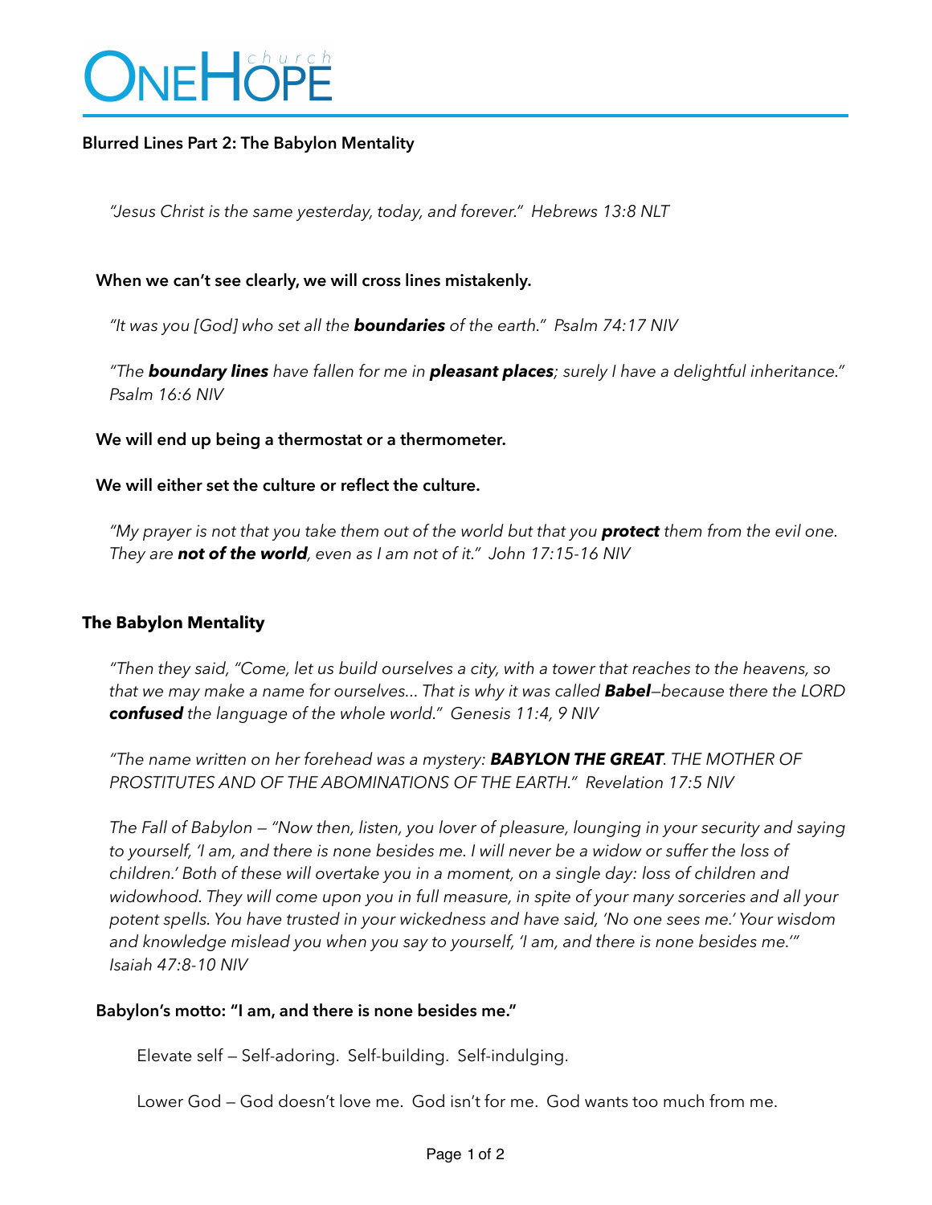# OneHope church

**Blurred Lines Part 2: The Babylon Mentality**

*"Jesus Christ is the same yesterday, today, and forever." Hebrews 13:8 NLT*

**When we can't see clearly, we will cross lines mistakenly.**

*"It was you [God] who set all the **boundaries** of the earth." Psalm 74:17 NIV*

*"The **boundary lines** have fallen for me in **pleasant places**; surely I have a delightful inheritance." Psalm 16:6 NIV*

**We will end up being a thermostat or a thermometer.**

**We will either set the culture or reflect the culture.**

*"My prayer is not that you take them out of the world but that you **protect** them from the evil one. They are **not of the world**, even as I am not of it." John 17:15-16 NIV*

## The Babylon Mentality

*"Then they said, "Come, let us build ourselves a city, with a tower that reaches to the heavens, so that we may make a name for ourselves… That is why it was called **Babel**—because there the LORD **confused** the language of the whole world." Genesis 11:4, 9 NIV*

*"The name written on her forehead was a mystery: **BABYLON THE GREAT**. THE MOTHER OF PROSTITUTES AND OF THE ABOMINATIONS OF THE EARTH." Revelation 17:5 NIV*

*The Fall of Babylon — "Now then, listen, you lover of pleasure, lounging in your security and saying to yourself, 'I am, and there is none besides me. I will never be a widow or suffer the loss of children.' Both of these will overtake you in a moment, on a single day: loss of children and widowhood. They will come upon you in full measure, in spite of your many sorceries and all your potent spells. You have trusted in your wickedness and have said, 'No one sees me.' Your wisdom and knowledge mislead you when you say to yourself, 'I am, and there is none besides me.'" Isaiah 47:8-10 NIV*

**Babylon's motto: "I am, and there is none besides me."**

Elevate self — Self-adoring. Self-building. Self-indulging.

Lower God — God doesn't love me. God isn't for me. God wants too much from me.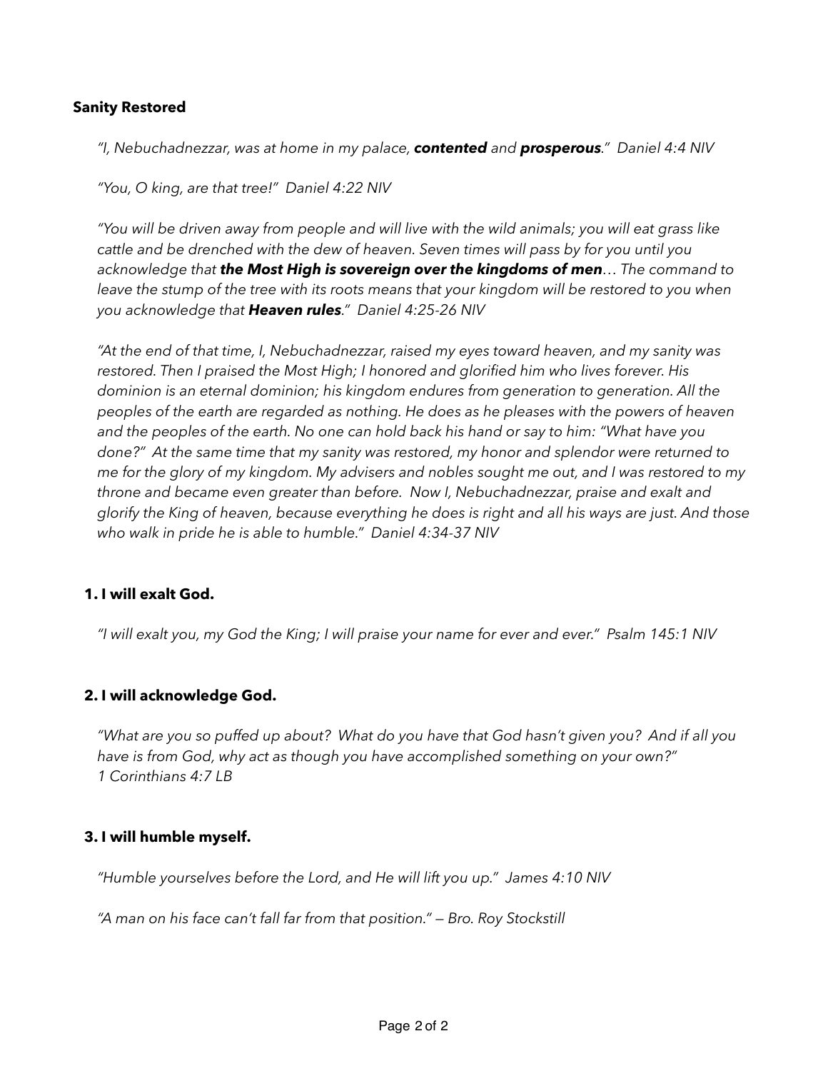**Sanity Restored**

*"I, Nebuchadnezzar, was at home in my palace, **contented** and **prosperous**." Daniel 4:4 NIV*

*"You, O king, are that tree!" Daniel 4:22 NIV*

*"You will be driven away from people and will live with the wild animals; you will eat grass like cattle and be drenched with the dew of heaven. Seven times will pass by for you until you acknowledge that **the Most High is sovereign over the kingdoms of men**… The command to leave the stump of the tree with its roots means that your kingdom will be restored to you when you acknowledge that **Heaven rules**." Daniel 4:25-26 NIV*

*"At the end of that time, I, Nebuchadnezzar, raised my eyes toward heaven, and my sanity was restored. Then I praised the Most High; I honored and glorified him who lives forever. His dominion is an eternal dominion; his kingdom endures from generation to generation. All the peoples of the earth are regarded as nothing. He does as he pleases with the powers of heaven and the peoples of the earth. No one can hold back his hand or say to him: "What have you done?" At the same time that my sanity was restored, my honor and splendor were returned to me for the glory of my kingdom. My advisers and nobles sought me out, and I was restored to my throne and became even greater than before. Now I, Nebuchadnezzar, praise and exalt and glorify the King of heaven, because everything he does is right and all his ways are just. And those who walk in pride he is able to humble." Daniel 4:34-37 NIV*

**1. I will exalt God.**

*"I will exalt you, my God the King; I will praise your name for ever and ever." Psalm 145:1 NIV*

**2. I will acknowledge God.**

*"What are you so puffed up about? What do you have that God hasn't given you? And if all you have is from God, why act as though you have accomplished something on your own?" 1 Corinthians 4:7 LB*

**3. I will humble myself.**

*"Humble yourselves before the Lord, and He will lift you up." James 4:10 NIV*

*"A man on his face can't fall far from that position." — Bro. Roy Stockstill*